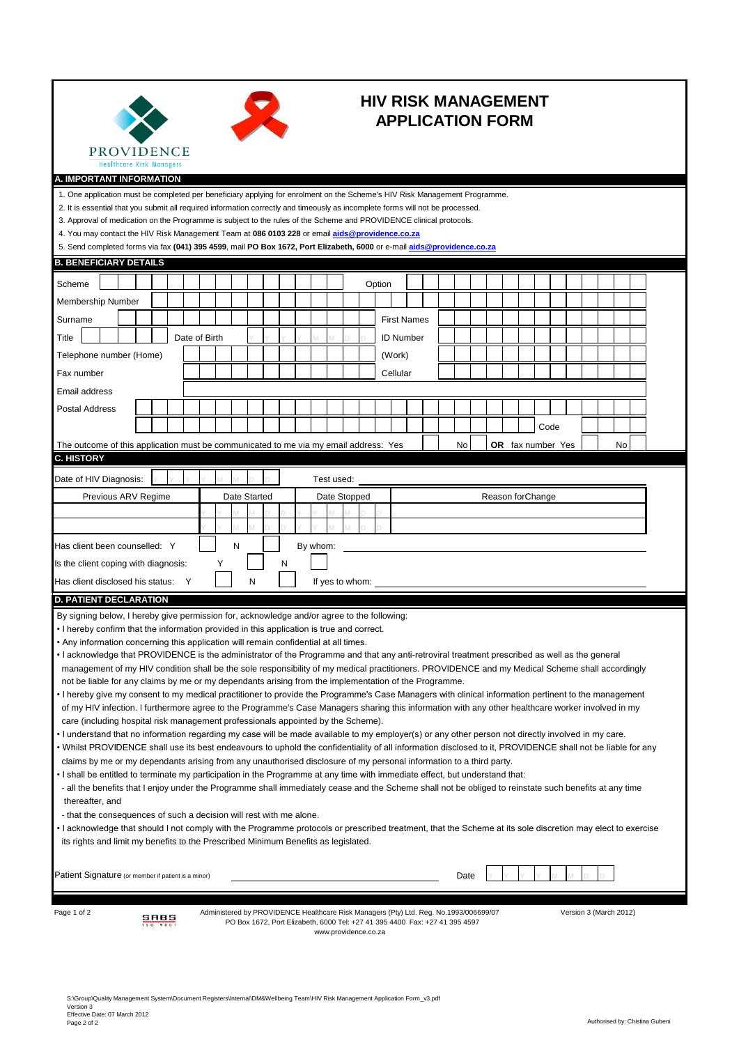# HIV RISK MANAGEMENT APPLICATION FORM

PROVIDENCE
Healthcare Risk Managers

## A. IMPORTANT INFORMATION

1. One application must be completed per beneficiary applying for enrolment on the Scheme's HIV Risk Management Programme.
2. It is essential that you submit all required information correctly and timeously as incomplete forms will not be processed.
3. Approval of medication on the Programme is subject to the rules of the Scheme and PROVIDENCE clinical protocols.
4. You may contact the HIV Risk Management Team at **086 0103 228** or email **aids@providence.co.za**
5. Send completed forms via fax **(041) 395 4599**, mail **PO Box 1672, Port Elizabeth, 6000** or e-mail **aids@providence.co.za**

## B. BENEFICIARY DETAILS

| | | | |
|---|---|---|---|
| Scheme | | Option | |
| Membership Number | | | |
| Surname | | First Names | |
| Title | Date of Birth Y Y Y Y M M D D | ID Number | |
| Telephone number (Home) | | (Work) | |
| Fax number | | Cellular | |
| Email address | | | |
| Postal Address | | | |
| | | Code | |

The outcome of this application must be communicated to me via my email address: Yes ☐ No ☐ **OR** fax number Yes ☐ No ☐

## C. HISTORY

Date of HIV Diagnosis: Y Y Y Y M M D D Test used: ______________________

| Previous ARV Regime | Date Started | Date Stopped | Reason forChange |
|---|---|---|---|
| | Y Y Y Y M M D D | Y Y Y Y M M D D | |
| | Y Y Y Y M M D D | Y Y Y Y M M D D | |

Has client been counselled: Y ☐ N ☐ By whom: ______________________

Is the client coping with diagnosis: Y ☐ N ☐

Has client disclosed his status: Y ☐ N ☐ If yes to whom: ______________________

## D. PATIENT DECLARATION

By signing below, I hereby give permission for, acknowledge and/or agree to the following:

- I hereby confirm that the information provided in this application is true and correct.
- Any information concerning this application will remain confidential at all times.
- I acknowledge that PROVIDENCE is the administrator of the Programme and that any anti-retroviral treatment prescribed as well as the general management of my HIV condition shall be the sole responsibility of my medical practitioners. PROVIDENCE and my Medical Scheme shall accordingly not be liable for any claims by me or my dependants arising from the implementation of the Programme.
- I hereby give my consent to my medical practitioner to provide the Programme's Case Managers with clinical information pertinent to the management of my HIV infection. I furthermore agree to the Programme's Case Managers sharing this information with any other healthcare worker involved in my care (including hospital risk management professionals appointed by the Scheme).
- I understand that no information regarding my case will be made available to my employer(s) or any other person not directly involved in my care.
- Whilst PROVIDENCE shall use its best endeavours to uphold the confidentiality of all information disclosed to it, PROVIDENCE shall not be liable for any claims by me or my dependants arising from any unauthorised disclosure of my personal information to a third party.
- I shall be entitled to terminate my participation in the Programme at any time with immediate effect, but understand that:
  - all the benefits that I enjoy under the Programme shall immediately cease and the Scheme shall not be obliged to reinstate such benefits at any time thereafter, and
  - that the consequences of such a decision will rest with me alone.
- I acknowledge that should I not comply with the Programme protocols or prescribed treatment, that the Scheme at its sole discretion may elect to exercise its rights and limit my benefits to the Prescribed Minimum Benefits as legislated.

Patient Signature (or member if patient is a minor) ______________________ Date Y Y Y Y M M D D

Administered by PROVIDENCE Healthcare Risk Managers (Pty) Ltd. Reg. No.1993/006699/07
PO Box 1672, Port Elizabeth, 6000 Tel: +27 41 395 4400 Fax: +27 41 395 4597
www.providence.co.za

Version 3 (March 2012)

S:\Group\Quality Management System\Document Registers\Internal\DM&Wellbeing Team\HIV Risk Management Application Form_v3.pdf
Version 3
Effective Date: 07 March 2012

Authorised by: Chistina Gubeni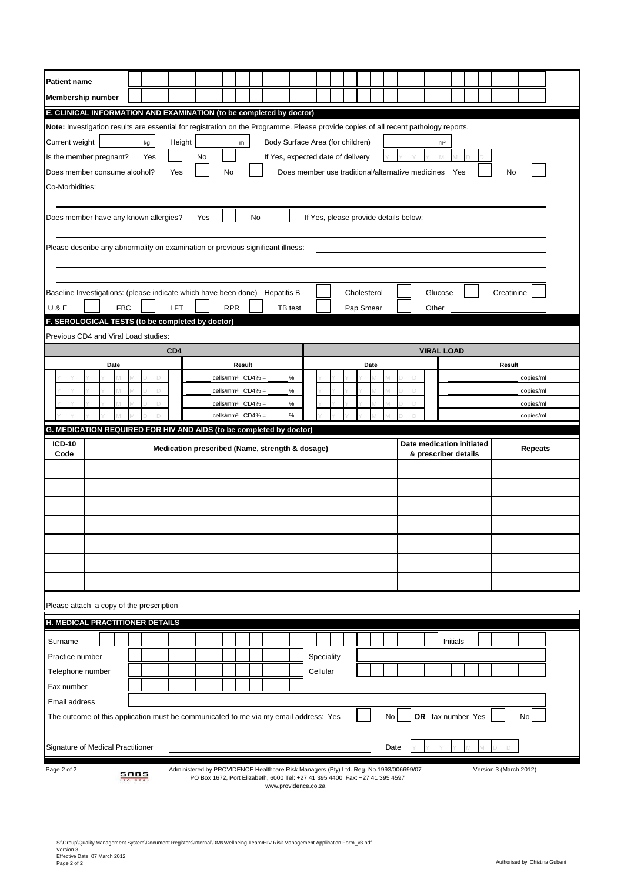| | |
|---|---|
| Patient name | |
| Membership number | |

## E. CLINICAL INFORMATION AND EXAMINATION (to be completed by doctor)

**Note:** Investigation results are essential for registration on the Programme. Please provide copies of all recent pathology reports.

Current weight ______ kg  Height ______ m  Body Surface Area (for children) ______ m²

Is the member pregnant? Yes ☐ No ☐  If Yes, expected date of delivery Y Y Y Y M M D D

Does member consume alcohol? Yes ☐ No ☐  Does member use traditional/alternative medicines Yes ☐ No ☐

Co-Morbidities: ______________________________

Does member have any known allergies? Yes ☐ No ☐  If Yes, please provide details below: ______________________________

Please describe any abnormality on examination or previous significant illness: ______________________________

Baseline Investigations: (please indicate which have been done) Hepatitis B ☐ Cholesterol ☐ Glucose ☐ Creatinine ☐

U & E ☐ FBC ☐ LFT ☐ RPR ☐ TB test ☐ Pap Smear ☐ Other ______

## F. SEROLOGICAL TESTS (to be completed by doctor)

Previous CD4 and Viral Load studies:

| CD4 | | VIRAL LOAD | |
|---|---|---|---|
| Date | Result | Date | Result |
| Y Y Y Y M M D D | ______ cells/mm³ CD4% = ______ % | Y Y Y Y M M D D | ______ copies/ml |
| Y Y Y Y M M D D | ______ cells/mm³ CD4% = ______ % | Y Y Y Y M M D D | ______ copies/ml |
| Y Y Y Y M M D D | ______ cells/mm³ CD4% = ______ % | Y Y Y Y M M D D | ______ copies/ml |
| Y Y Y Y M M D D | ______ cells/mm³ CD4% = ______ % | Y Y Y Y M M D D | ______ copies/ml |

## G. MEDICATION REQUIRED FOR HIV AND AIDS (to be completed by doctor)

| ICD-10 Code | Medication prescribed (Name, strength & dosage) | Date medication initiated & prescriber details | Repeats |
|---|---|---|---|
| | | | |
| | | | |
| | | | |
| | | | |
| | | | |
| | | | |
| | | | |

Please attach a copy of the prescription

## H. MEDICAL PRACTITIONER DETAILS

Surname ______________________ Initials ______

Practice number ______________________ Speciality ______________________

Telephone number ______________________ Cellular ______________________

Fax number ______________________

Email address ______________________

The outcome of this application must be communicated to me via my email address: Yes ☐ No ☐ **OR** fax number Yes ☐ No ☐

Signature of Medical Practitioner ______________________ Date Y Y Y Y M M D D

SABS ISO 9001

Administered by PROVIDENCE Healthcare Risk Managers (Pty) Ltd. Reg. No.1993/006699/07
PO Box 1672, Port Elizabeth, 6000 Tel: +27 41 395 4400 Fax: +27 41 395 4597
www.providence.co.za

Version 3 (March 2012)

S:\Group\Quality Management System\Document Registers\Internal\DM&Wellbeing Team\HIV Risk Management Application Form_v3.pdf
Version 3
Effective Date: 07 March 2012

Authorised by: Chistina Gubeni